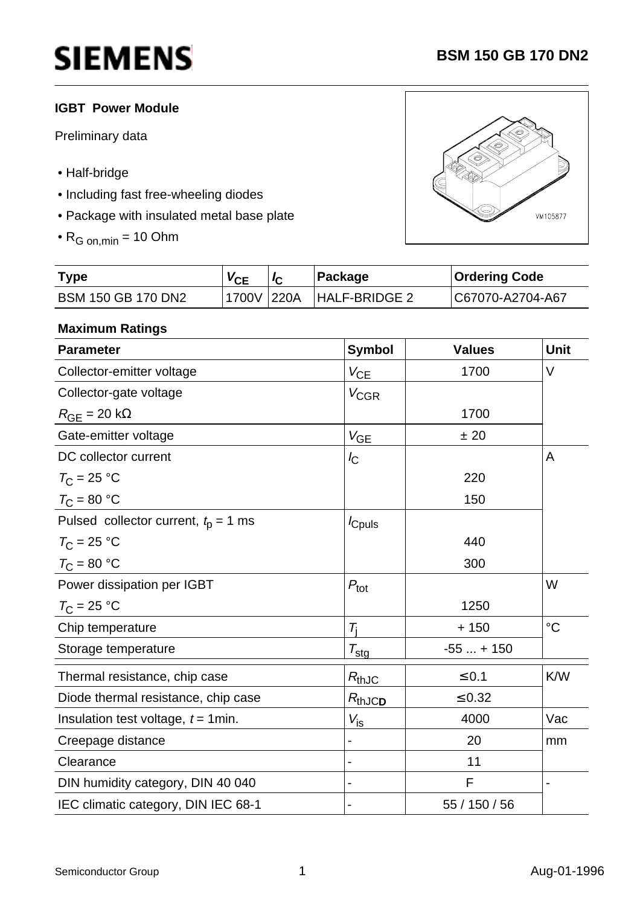**SIEMENS** **BSM 150 GB 170 DN2**

**IGBT Power Module**

Preliminary data

- Half-bridge
- Including fast free-wheeling diodes
- Package with insulated metal base plate
- $R_{G\ on,min}$ = 10 Ohm

| Type | $V_{CE}$ | $I_C$ | Package | Ordering Code |
|---|---|---|---|---|
| BSM 150 GB 170 DN2 | 1700V | 220A | HALF-BRIDGE 2 | C67070-A2704-A67 |

**Maximum Ratings**

| Parameter | Symbol | Values | Unit |
|---|---|---|---|
| Collector-emitter voltage | $V_{CE}$ | 1700 | V |
| Collector-gate voltage<br>$R_{GE}$ = 20 kΩ | $V_{CGR}$ | <br>1700 | |
| Gate-emitter voltage | $V_{GE}$ | ± 20 | |
| DC collector current<br>$T_C$ = 25 °C<br>$T_C$ = 80 °C | $I_C$ | <br>220<br>150 | A |
| Pulsed collector current, $t_p$ = 1 ms<br>$T_C$ = 25 °C<br>$T_C$ = 80 °C | $I_{Cpuls}$ | <br>440<br>300 | |
| Power dissipation per IGBT<br>$T_C$ = 25 °C | $P_{tot}$ | <br>1250 | W |
| Chip temperature | $T_j$ | + 150 | °C |
| Storage temperature | $T_{stg}$ | -55 ... + 150 | |
| Thermal resistance, chip case | $R_{thJC}$ | ≤ 0.1 | K/W |
| Diode thermal resistance, chip case | $R_{thJCD}$ | ≤ 0.32 | |
| Insulation test voltage, $t$ = 1min. | $V_{is}$ | 4000 | Vac |
| Creepage distance | - | 20 | mm |
| Clearance | - | 11 | |
| DIN humidity category, DIN 40 040 | - | F | - |
| IEC climatic category, DIN IEC 68-1 | - | 55 / 150 / 56 | |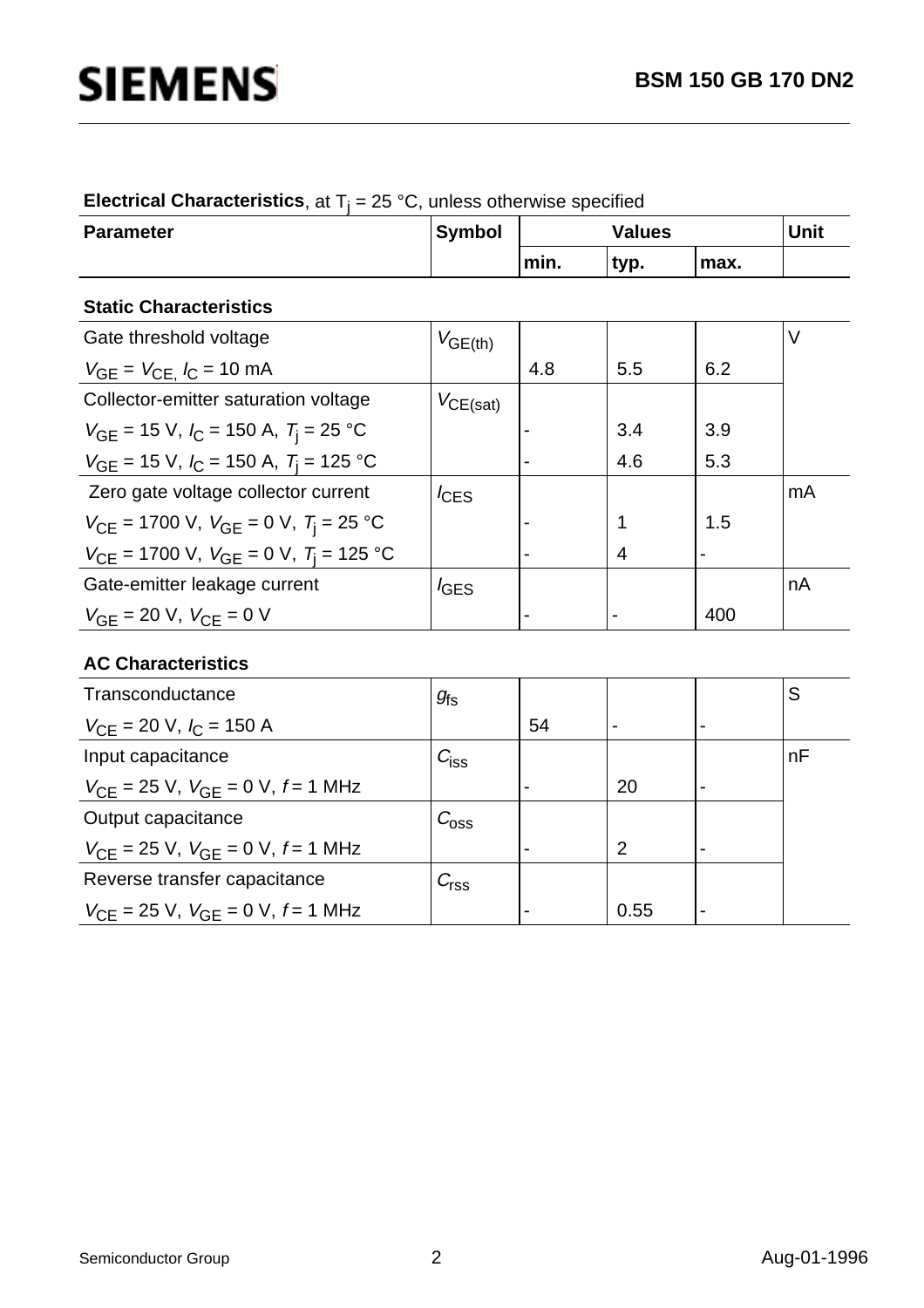**Electrical Characteristics**, at $T_j$ = 25 °C, unless otherwise specified

| Parameter | Symbol | Values | | | Unit |
|---|---|---|---|---|---|
| | | min. | typ. | max. | |
| **Static Characteristics** | | | | | |
| Gate threshold voltage | $V_{GE(th)}$ | | | | V |
| $V_{GE} = V_{CE}$, $I_C$ = 10 mA | | 4.8 | 5.5 | 6.2 | |
| Collector-emitter saturation voltage | $V_{CE(sat)}$ | | | | |
| $V_{GE}$ = 15 V, $I_C$ = 150 A, $T_j$ = 25 °C | | - | 3.4 | 3.9 | |
| $V_{GE}$ = 15 V, $I_C$ = 150 A, $T_j$ = 125 °C | | - | 4.6 | 5.3 | |
| Zero gate voltage collector current | $I_{CES}$ | | | | mA |
| $V_{CE}$ = 1700 V, $V_{GE}$ = 0 V, $T_j$ = 25 °C | | - | 1 | 1.5 | |
| $V_{CE}$ = 1700 V, $V_{GE}$ = 0 V, $T_j$ = 125 °C | | - | 4 | - | |
| Gate-emitter leakage current | $I_{GES}$ | | | | nA |
| $V_{GE}$ = 20 V, $V_{CE}$ = 0 V | | - | - | 400 | |
| **AC Characteristics** | | | | | |
| Transconductance | $g_{fs}$ | | | | S |
| $V_{CE}$ = 20 V, $I_C$ = 150 A | | 54 | - | - | |
| Input capacitance | $C_{iss}$ | | | | nF |
| $V_{CE}$ = 25 V, $V_{GE}$ = 0 V, $f$ = 1 MHz | | - | 20 | - | |
| Output capacitance | $C_{oss}$ | | | | |
| $V_{CE}$ = 25 V, $V_{GE}$ = 0 V, $f$ = 1 MHz | | - | 2 | - | |
| Reverse transfer capacitance | $C_{rss}$ | | | | |
| $V_{CE}$ = 25 V, $V_{GE}$ = 0 V, $f$ = 1 MHz | | - | 0.55 | - | |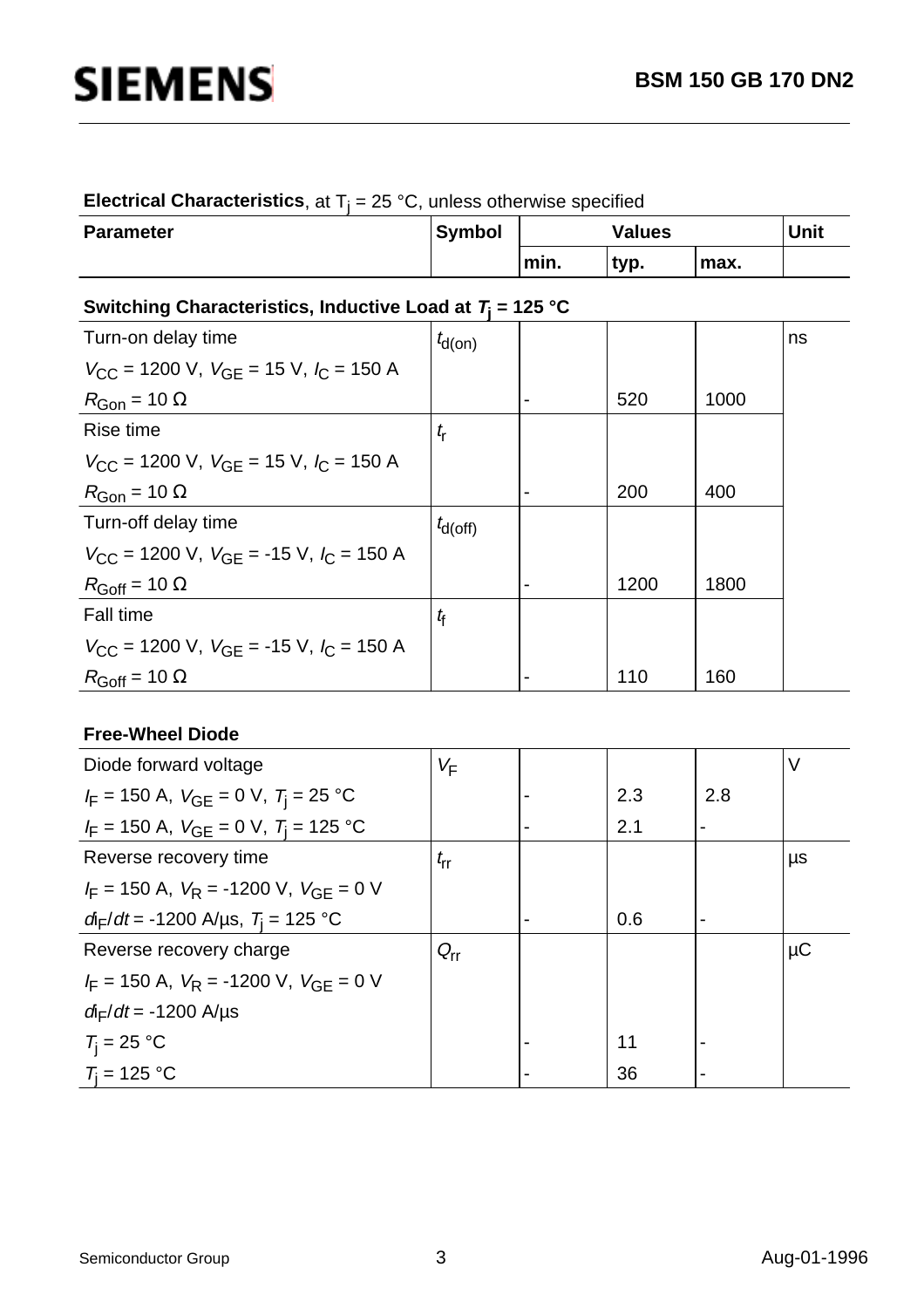**Electrical Characteristics**, at $T_j$ = 25 °C, unless otherwise specified

| Parameter | Symbol | Values | | | Unit |
|---|---|---|---|---|---|
| | | min. | typ. | max. | |
| **Switching Characteristics, Inductive Load at $T_j$ = 125 °C** | | | | | |
| Turn-on delay time<br>$V_{CC}$ = 1200 V, $V_{GE}$ = 15 V, $I_C$ = 150 A<br>$R_{Gon}$ = 10 Ω | $t_{d(on)}$ | - | 520 | 1000 | ns |
| Rise time<br>$V_{CC}$ = 1200 V, $V_{GE}$ = 15 V, $I_C$ = 150 A<br>$R_{Gon}$ = 10 Ω | $t_r$ | - | 200 | 400 | |
| Turn-off delay time<br>$V_{CC}$ = 1200 V, $V_{GE}$ = -15 V, $I_C$ = 150 A<br>$R_{Goff}$ = 10 Ω | $t_{d(off)}$ | - | 1200 | 1800 | |
| Fall time<br>$V_{CC}$ = 1200 V, $V_{GE}$ = -15 V, $I_C$ = 150 A<br>$R_{Goff}$ = 10 Ω | $t_f$ | - | 110 | 160 | |
| **Free-Wheel Diode** | | | | | |
| Diode forward voltage | $V_F$ | | | | V |
| $I_F$ = 150 A, $V_{GE}$ = 0 V, $T_j$ = 25 °C | | - | 2.3 | 2.8 | |
| $I_F$ = 150 A, $V_{GE}$ = 0 V, $T_j$ = 125 °C | | - | 2.1 | - | |
| Reverse recovery time<br>$I_F$ = 150 A, $V_R$ = -1200 V, $V_{GE}$ = 0 V<br>$dI_F/dt$ = -1200 A/µs, $T_j$ = 125 °C | $t_{rr}$ | - | 0.6 | - | µs |
| Reverse recovery charge<br>$I_F$ = 150 A, $V_R$ = -1200 V, $V_{GE}$ = 0 V<br>$dI_F/dt$ = -1200 A/µs | $Q_{rr}$ | | | | µC |
| $T_j$ = 25 °C | | - | 11 | - | |
| $T_j$ = 125 °C | | - | 36 | - | |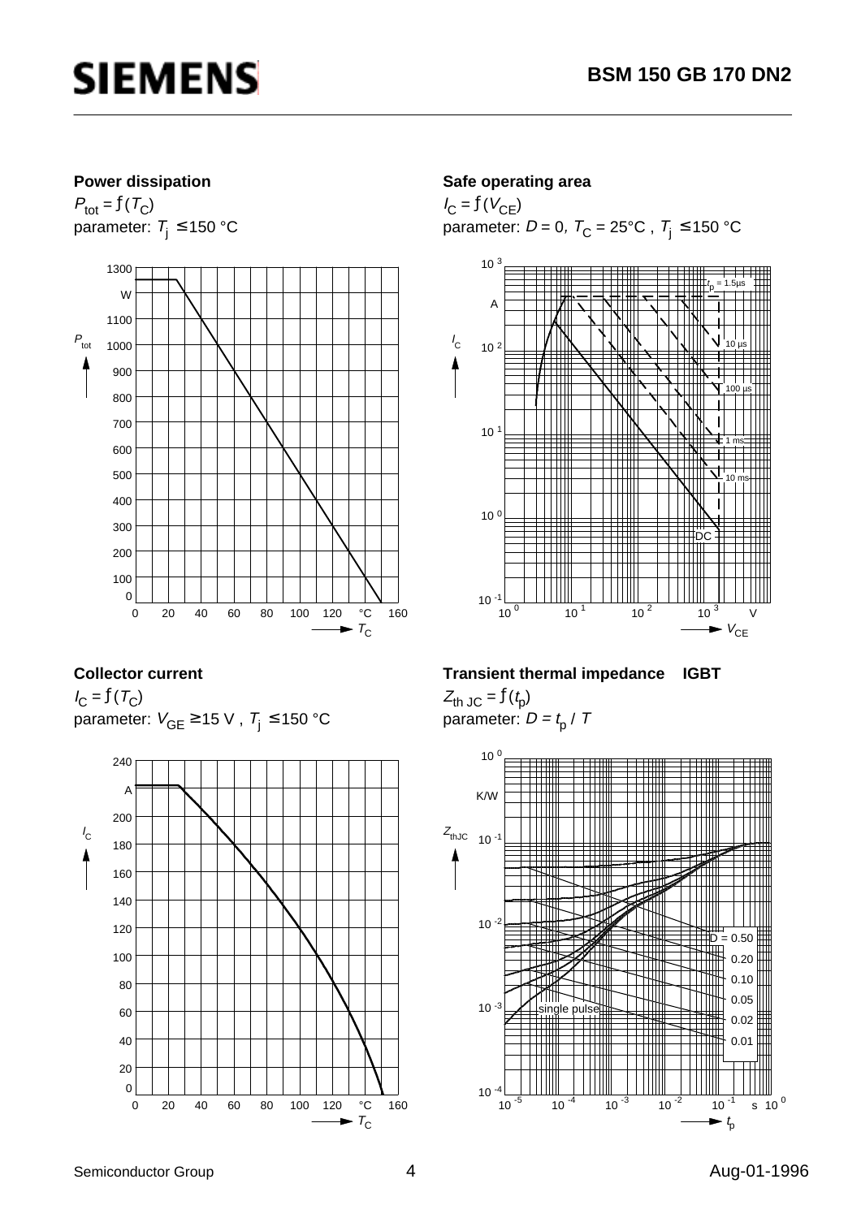**Power dissipation**

$P_{tot} = f(T_C)$

parameter: $T_j \leq 150\ °C$

**Safe operating area**

$I_C = f(V_{CE})$

parameter: $D = 0$, $T_C = 25°C$ , $T_j \leq 150\ °C$

**Collector current**

$I_C = f(T_C)$

parameter: $V_{GE} \geq 15\ V$ , $T_j \leq 150\ °C$

**Transient thermal impedance IGBT**

$Z_{th\ JC} = f(t_p)$

parameter: $D = t_p / T$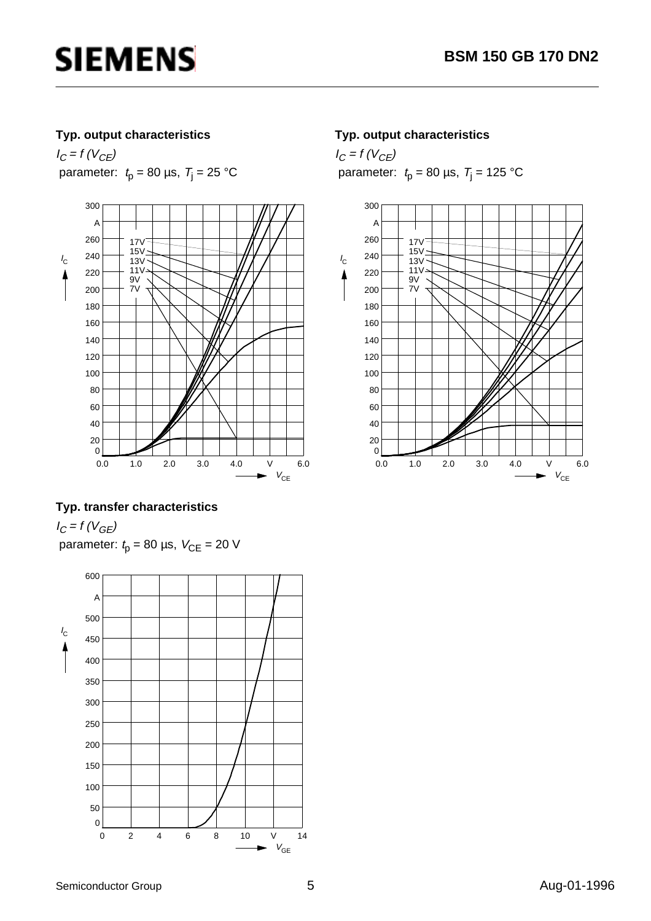**Typ. output characteristics**

$I_C = f(V_{CE})$

parameter: $t_p$ = 80 µs, $T_j$ = 25 °C

**Typ. output characteristics**

$I_C = f(V_{CE})$

parameter: $t_p$ = 80 µs, $T_j$ = 125 °C

**Typ. transfer characteristics**

$I_C = f(V_{GE})$

parameter: $t_p$ = 80 µs, $V_{CE}$ = 20 V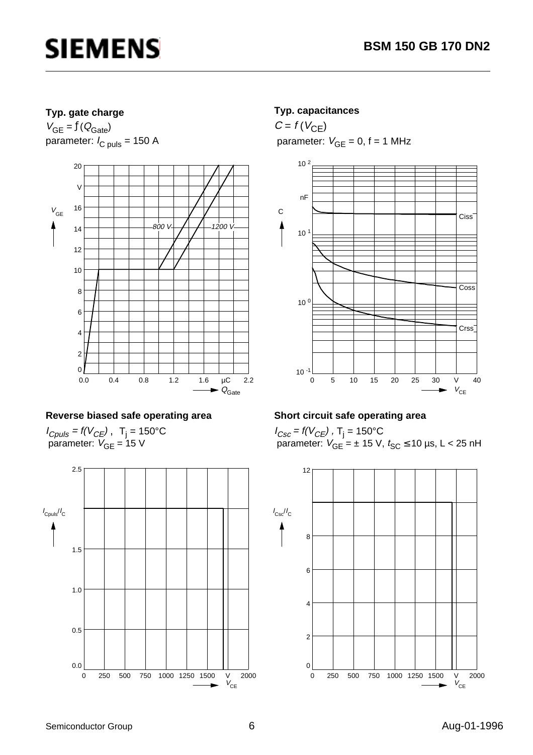### Typ. gate charge

$V_{GE} = f(Q_{Gate})$
parameter: $I_{C\ puls}$ = 150 A

### Typ. capacitances

$C = f(V_{CE})$
parameter: $V_{GE}$ = 0, f = 1 MHz

### Reverse biased safe operating area

$I_{Cpuls} = f(V_{CE})$ , $T_j$ = 150°C
parameter: $V_{GE}$ = 15 V

### Short circuit safe operating area

$I_{Csc} = f(V_{CE})$ , $T_j$ = 150°C
parameter: $V_{GE}$ = ± 15 V, $t_{SC}$ ≤ 10 µs, L < 25 nH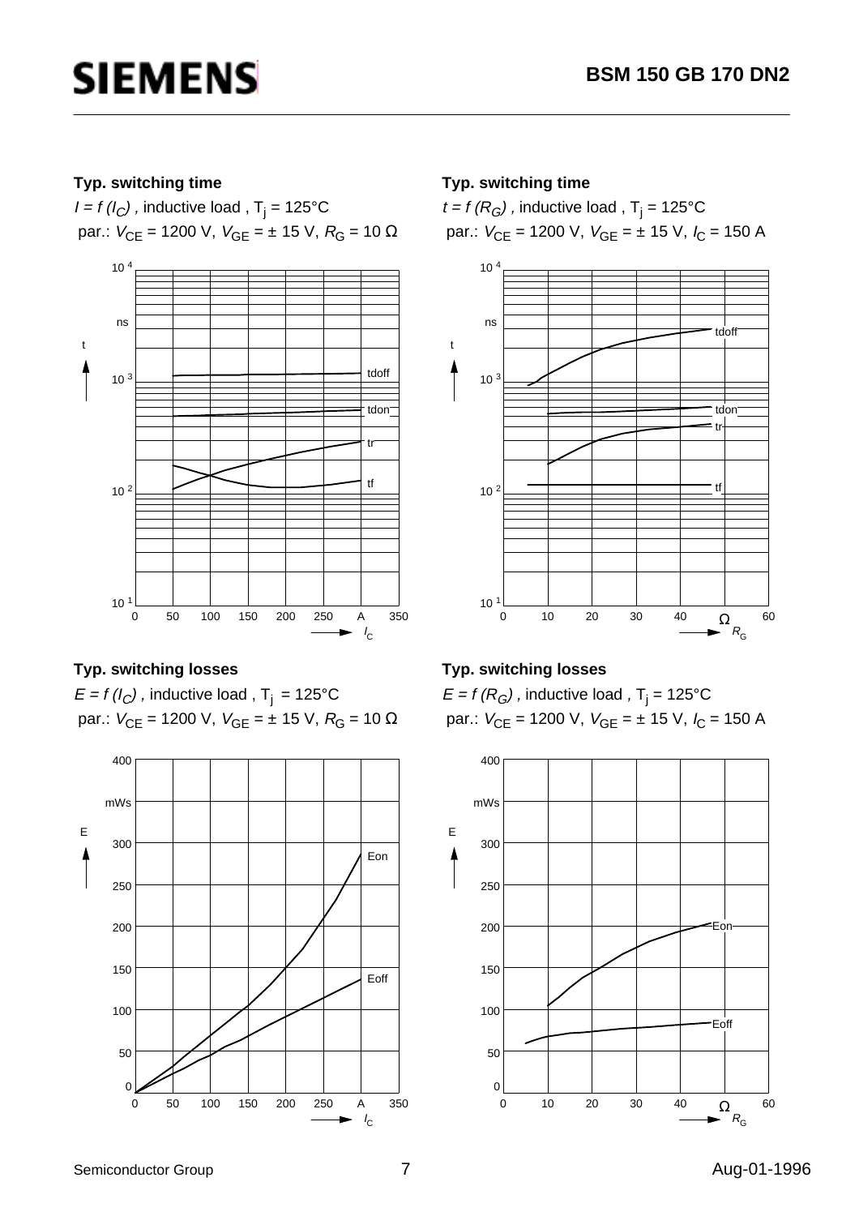### Typ. switching time

$I = f(I_C)$ , inductive load , $T_j$ = 125°C

par.: $V_{CE}$ = 1200 V, $V_{GE}$ = ± 15 V, $R_G$ = 10 Ω

### Typ. switching time

$t = f(R_G)$ , inductive load , $T_j$ = 125°C

par.: $V_{CE}$ = 1200 V, $V_{GE}$ = ± 15 V, $I_C$ = 150 A

### Typ. switching losses

$E = f(I_C)$ , inductive load , $T_j$ = 125°C

par.: $V_{CE}$ = 1200 V, $V_{GE}$ = ± 15 V, $R_G$ = 10 Ω

### Typ. switching losses

$E = f(R_G)$ , inductive load , $T_j$ = 125°C

par.: $V_{CE}$ = 1200 V, $V_{GE}$ = ± 15 V, $I_C$ = 150 A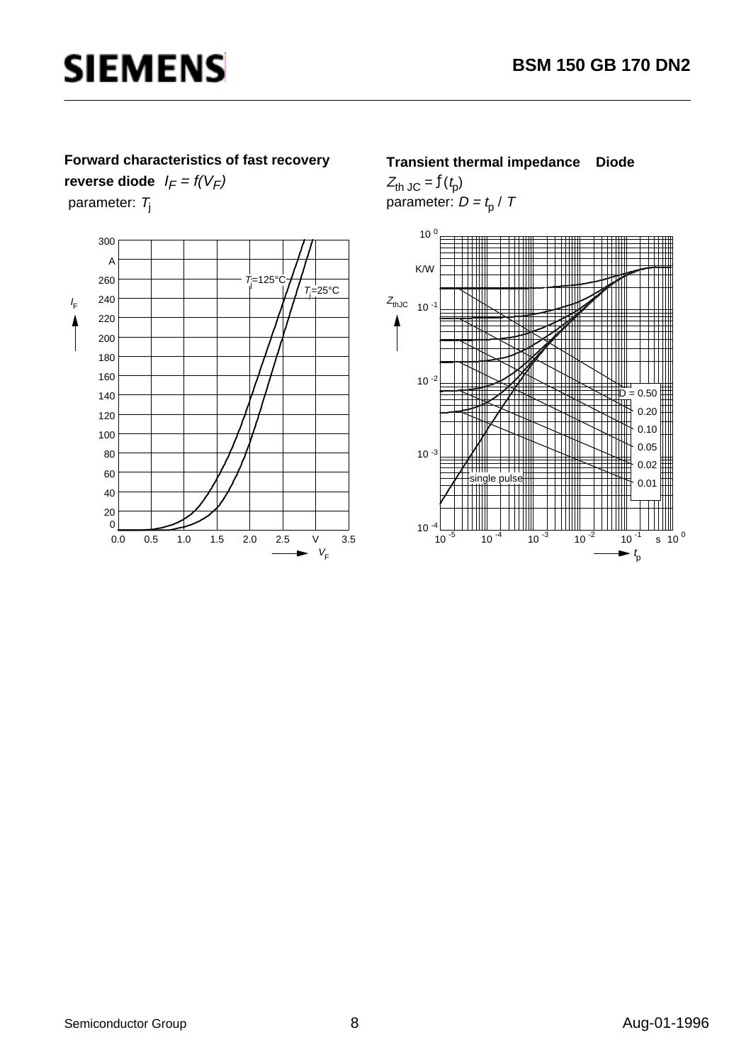**Forward characteristics of fast recovery reverse diode** $I_F = f(V_F)$

parameter: $T_j$

$T_j$=125°C

$T_j$=25°C

$I_F$ (A): 0, 20, 40, 60, 80, 100, 120, 140, 160, 180, 200, 220, 240, 260, 300

$V_F$ (V): 0.0, 0.5, 1.0, 1.5, 2.0, 2.5, 3.5

**Transient thermal impedance Diode**

$Z_{th\,JC} = f(t_p)$

parameter: $D = t_p / T$

$Z_{thJC}$ (K/W): $10^{0}$, $10^{-1}$, $10^{-2}$, $10^{-3}$, $10^{-4}$

$t_p$ (s): $10^{-5}$, $10^{-4}$, $10^{-3}$, $10^{-2}$, $10^{-1}$, $10^{0}$

D = 0.50

0.20

0.10

0.05

0.02

0.01

single pulse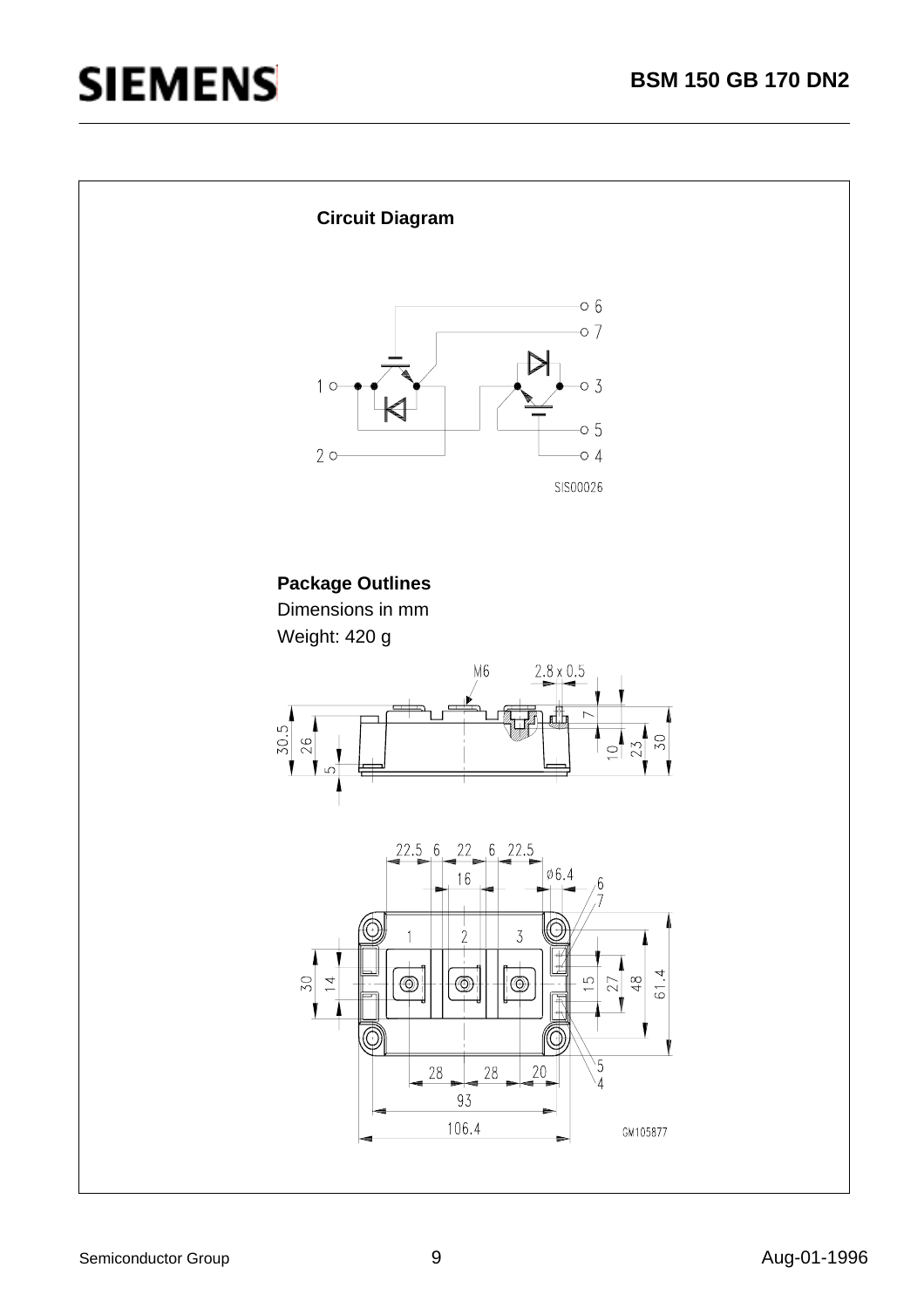## Circuit Diagram

1
2
6
7
3
5
4
SIS00026

## Package Outlines

Dimensions in mm

Weight: 420 g

M6
2.8 x 0.5
30.5
26
5
7
10
23
30

22.5 6 22 6 22.5
16
ø6.4
6
7
1 2 3
30
14
15
27
48
61.4
5
4
28 28 20
93
106.4
GM105877